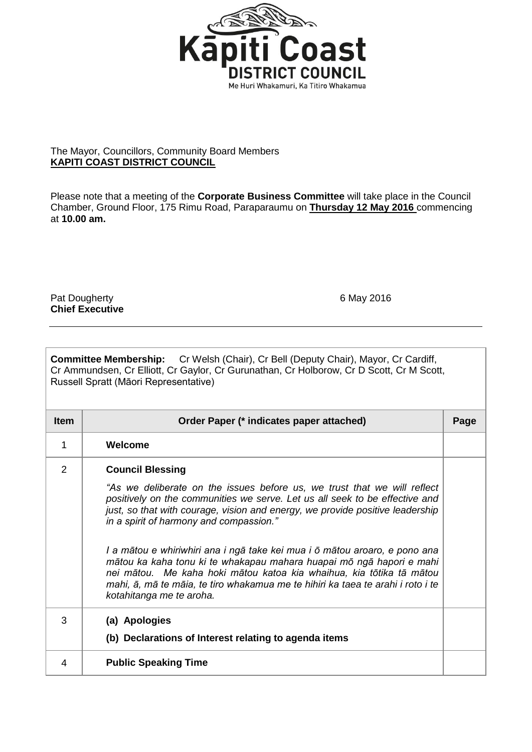Kāpiti Coast
DISTRICT COUNCIL
Me Huri Whakamuri, Ka Titiro Whakamua

The Mayor, Councillors, Community Board Members
**KAPITI COAST DISTRICT COUNCIL**

Please note that a meeting of the **Corporate Business Committee** will take place in the Council Chamber, Ground Floor, 175 Rimu Road, Paraparaumu on **Thursday 12 May 2016** commencing at **10.00 am.**

Pat Dougherty
**Chief Executive**

6 May 2016

**Committee Membership:** Cr Welsh (Chair), Cr Bell (Deputy Chair), Mayor, Cr Cardiff, Cr Ammundsen, Cr Elliott, Cr Gaylor, Cr Gurunathan, Cr Holborow, Cr D Scott, Cr M Scott, Russell Spratt (Māori Representative)

| Item | Order Paper (* indicates paper attached) | Page |
|---|---|---|
| 1 | **Welcome** | |
| 2 | **Council Blessing**<br><br>*"As we deliberate on the issues before us, we trust that we will reflect positively on the communities we serve. Let us all seek to be effective and just, so that with courage, vision and energy, we provide positive leadership in a spirit of harmony and compassion."*<br><br>*I a mātou e whiriwhiri ana i ngā take kei mua i ō mātou aroaro, e pono ana mātou ka kaha tonu ki te whakapau mahara huapai mō ngā hapori e mahi nei mātou. Me kaha hoki mātou katoa kia whaihua, kia tōtika tā mātou mahi, ā, mā te māia, te tiro whakamua me te hihiri ka taea te arahi i roto i te kotahitanga me te aroha.* | |
| 3 | **(a) Apologies**<br>**(b) Declarations of Interest relating to agenda items** | |
| 4 | **Public Speaking Time** | |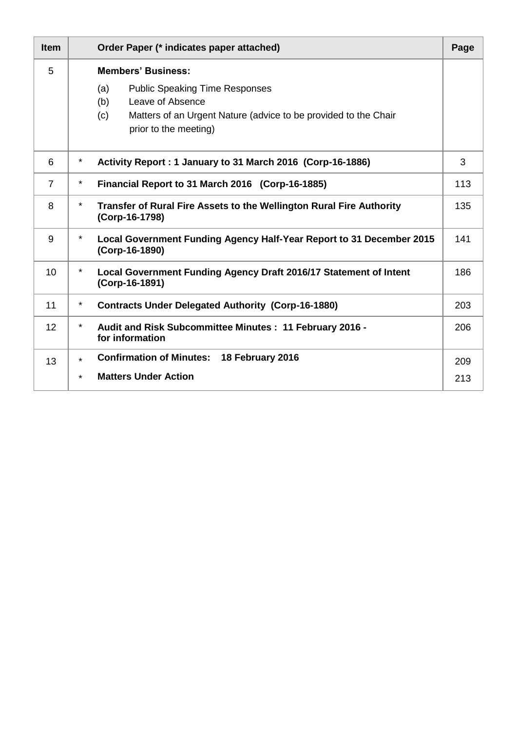| Item | | Order Paper (* indicates paper attached) | Page |
|---|---|---|---|
| 5 | | **Members' Business:**<br>(a) Public Speaking Time Responses<br>(b) Leave of Absence<br>(c) Matters of an Urgent Nature (advice to be provided to the Chair prior to the meeting) | |
| 6 | * | **Activity Report : 1 January to 31 March 2016 (Corp-16-1886)** | 3 |
| 7 | * | **Financial Report to 31 March 2016 (Corp-16-1885)** | 113 |
| 8 | * | **Transfer of Rural Fire Assets to the Wellington Rural Fire Authority (Corp-16-1798)** | 135 |
| 9 | * | **Local Government Funding Agency Half-Year Report to 31 December 2015 (Corp-16-1890)** | 141 |
| 10 | * | **Local Government Funding Agency Draft 2016/17 Statement of Intent (Corp-16-1891)** | 186 |
| 11 | * | **Contracts Under Delegated Authority (Corp-16-1880)** | 203 |
| 12 | * | **Audit and Risk Subcommittee Minutes : 11 February 2016 - for information** | 206 |
| 13 | *<br>* | **Confirmation of Minutes: 18 February 2016**<br>**Matters Under Action** | 209<br>213 |